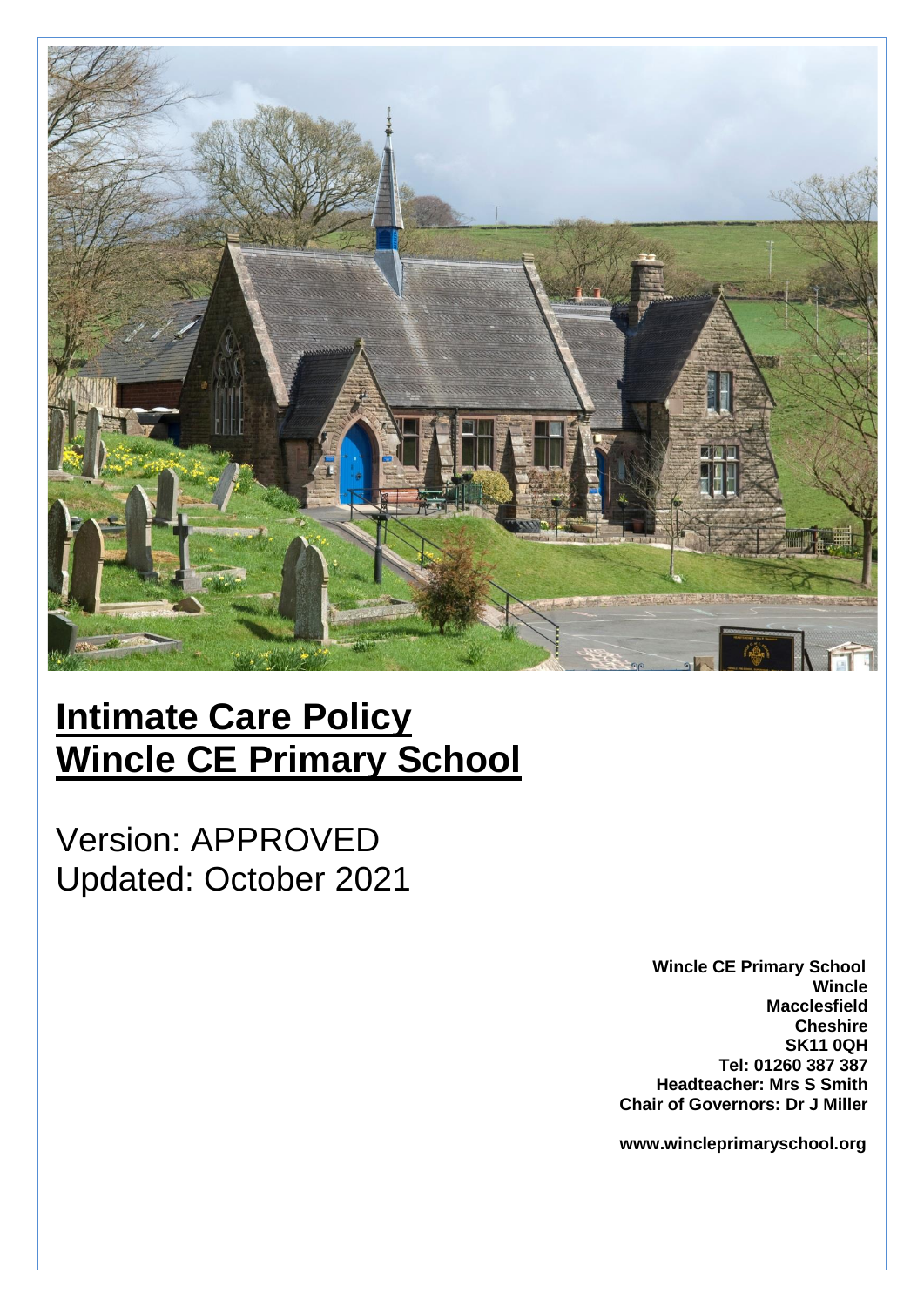# Intimate Care Policy
# Wincle CE Primary School

Version: APPROVED
Updated: October 2021

**Wincle CE Primary School**
**Wincle**
**Macclesfield**
**Cheshire**
**SK11 0QH**
**Tel: 01260 387 387**
**Headteacher: Mrs S Smith**
**Chair of Governors: Dr J Miller**

**www.wincleprimaryschool.org**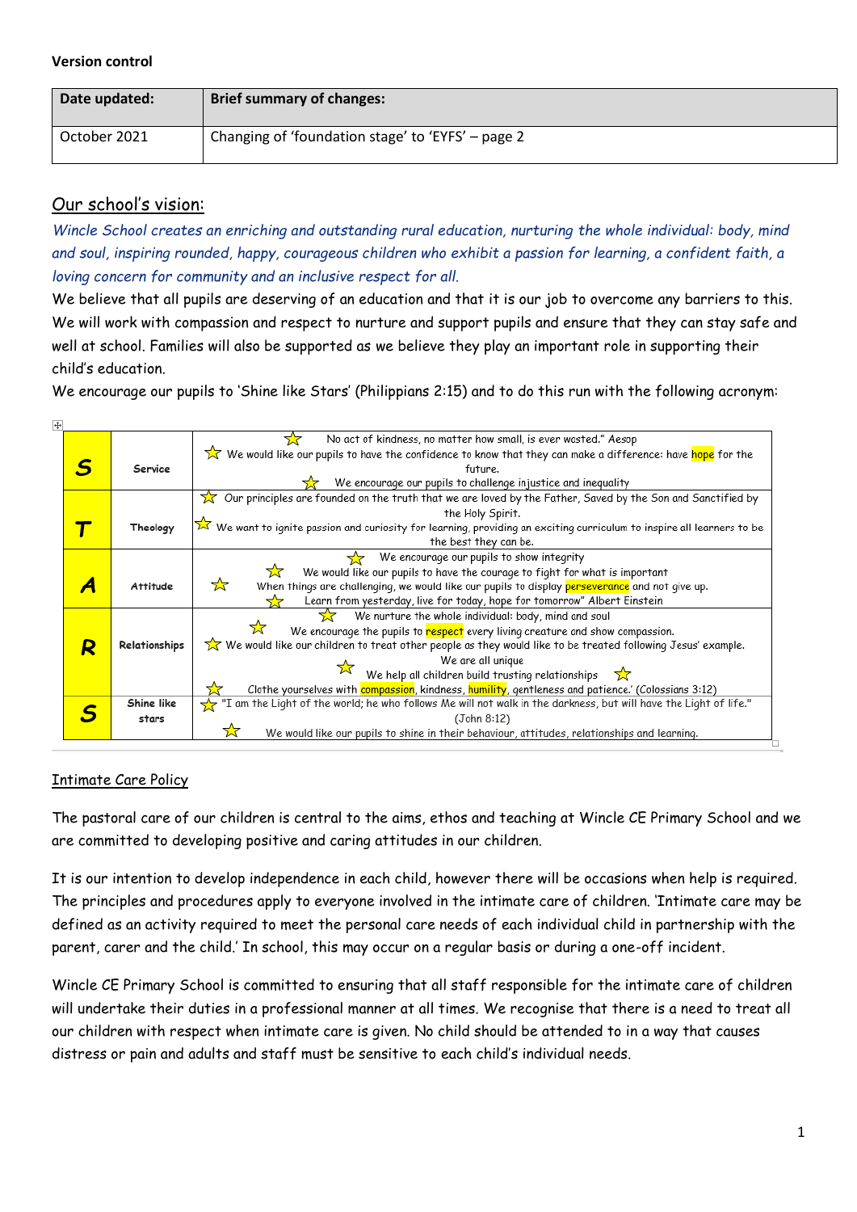**Version control**

| Date updated: | Brief summary of changes: |
|---|---|
| October 2021 | Changing of 'foundation stage' to 'EYFS' – page 2 |

## Our school's vision:

*Wincle School creates an enriching and outstanding rural education, nurturing the whole individual: body, mind and soul, inspiring rounded, happy, courageous children who exhibit a passion for learning, a confident faith, a loving concern for community and an inclusive respect for all.*

We believe that all pupils are deserving of an education and that it is our job to overcome any barriers to this. We will work with compassion and respect to nurture and support pupils and ensure that they can stay safe and well at school. Families will also be supported as we believe they play an important role in supporting their child's education.

We encourage our pupils to 'Shine like Stars' (Philippians 2:15) and to do this run with the following acronym:

| | | |
|---|---|---|
| **S** | Service | No act of kindness, no matter how small, is ever wasted." Aesop<br>We would like our pupils to have the confidence to know that they can make a difference: have hope for the future.<br>We encourage our pupils to challenge injustice and inequality |
| **T** | Theology | Our principles are founded on the truth that we are loved by the Father, Saved by the Son and Sanctified by the Holy Spirit.<br>We want to ignite passion and curiosity for learning, providing an exciting curriculum to inspire all learners to be the best they can be. |
| **A** | Attitude | We encourage our pupils to show integrity<br>We would like our pupils to have the courage to fight for what is important<br>When things are challenging, we would like our pupils to display perseverance and not give up.<br>Learn from yesterday, live for today, hope for tomorrow" Albert Einstein |
| **R** | Relationships | We nurture the whole individual: body, mind and soul<br>We encourage the pupils to respect every living creature and show compassion.<br>We would like our children to treat other people as they would like to be treated following Jesus' example.<br>We are all unique<br>We help all children build trusting relationships<br>Clothe yourselves with compassion, kindness, humility, gentleness and patience.' (Colossians 3:12) |
| **S** | Shine like stars | "I am the Light of the world; he who follows Me will not walk in the darkness, but will have the Light of life." (John 8:12)<br>We would like our pupils to shine in their behaviour, attitudes, relationships and learning. |

## Intimate Care Policy

The pastoral care of our children is central to the aims, ethos and teaching at Wincle CE Primary School and we are committed to developing positive and caring attitudes in our children.

It is our intention to develop independence in each child, however there will be occasions when help is required. The principles and procedures apply to everyone involved in the intimate care of children. 'Intimate care may be defined as an activity required to meet the personal care needs of each individual child in partnership with the parent, carer and the child.' In school, this may occur on a regular basis or during a one-off incident.

Wincle CE Primary School is committed to ensuring that all staff responsible for the intimate care of children will undertake their duties in a professional manner at all times. We recognise that there is a need to treat all our children with respect when intimate care is given. No child should be attended to in a way that causes distress or pain and adults and staff must be sensitive to each child's individual needs.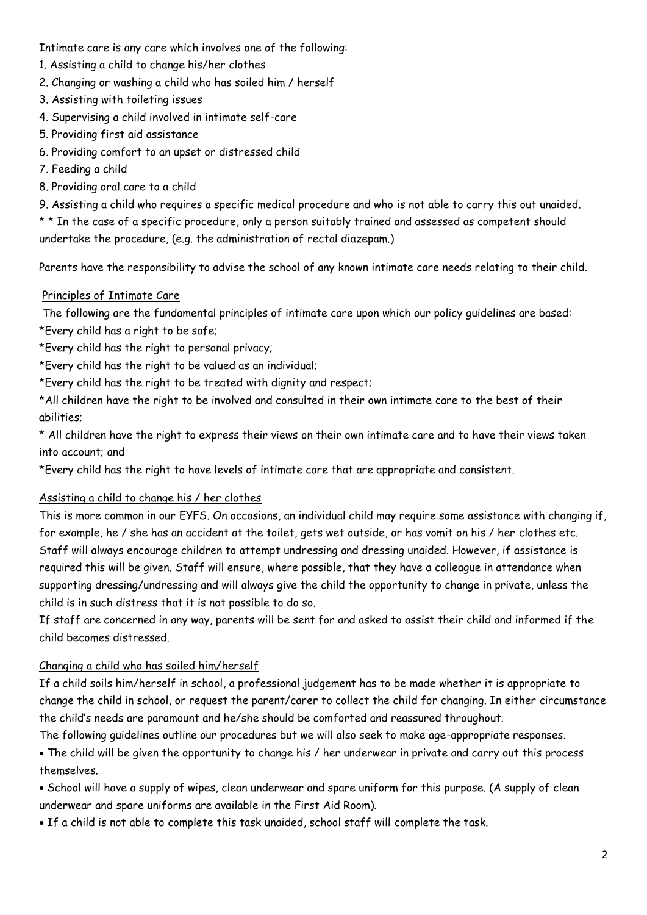Intimate care is any care which involves one of the following:

1. Assisting a child to change his/her clothes
2. Changing or washing a child who has soiled him / herself
3. Assisting with toileting issues
4. Supervising a child involved in intimate self-care
5. Providing first aid assistance
6. Providing comfort to an upset or distressed child
7. Feeding a child
8. Providing oral care to a child
9. Assisting a child who requires a specific medical procedure and who is not able to carry this out unaided.

* * In the case of a specific procedure, only a person suitably trained and assessed as competent should undertake the procedure, (e.g. the administration of rectal diazepam.)

Parents have the responsibility to advise the school of any known intimate care needs relating to their child.

## Principles of Intimate Care

The following are the fundamental principles of intimate care upon which our policy guidelines are based:

*Every child has a right to be safe;

*Every child has the right to personal privacy;

*Every child has the right to be valued as an individual;

*Every child has the right to be treated with dignity and respect;

*All children have the right to be involved and consulted in their own intimate care to the best of their abilities;

* All children have the right to express their views on their own intimate care and to have their views taken into account; and

*Every child has the right to have levels of intimate care that are appropriate and consistent.

## Assisting a child to change his / her clothes

This is more common in our EYFS. On occasions, an individual child may require some assistance with changing if, for example, he / she has an accident at the toilet, gets wet outside, or has vomit on his / her clothes etc. Staff will always encourage children to attempt undressing and dressing unaided. However, if assistance is required this will be given. Staff will ensure, where possible, that they have a colleague in attendance when supporting dressing/undressing and will always give the child the opportunity to change in private, unless the child is in such distress that it is not possible to do so.

If staff are concerned in any way, parents will be sent for and asked to assist their child and informed if the child becomes distressed.

## Changing a child who has soiled him/herself

If a child soils him/herself in school, a professional judgement has to be made whether it is appropriate to change the child in school, or request the parent/carer to collect the child for changing. In either circumstance the child's needs are paramount and he/she should be comforted and reassured throughout.

The following guidelines outline our procedures but we will also seek to make age-appropriate responses.

- The child will be given the opportunity to change his / her underwear in private and carry out this process themselves.
- School will have a supply of wipes, clean underwear and spare uniform for this purpose. (A supply of clean underwear and spare uniforms are available in the First Aid Room).
- If a child is not able to complete this task unaided, school staff will complete the task.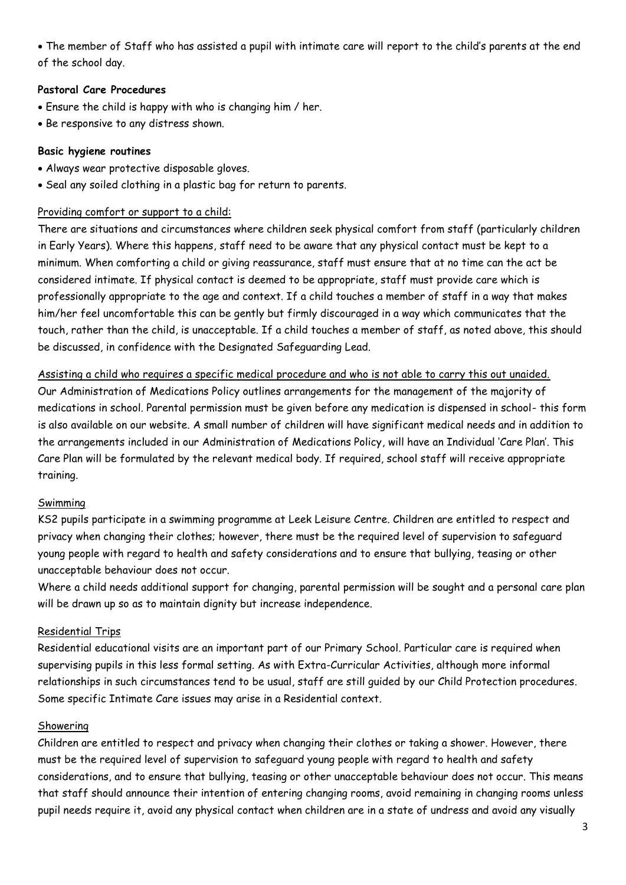- The member of Staff who has assisted a pupil with intimate care will report to the child's parents at the end of the school day.

**Pastoral Care Procedures**

- Ensure the child is happy with who is changing him / her.
- Be responsive to any distress shown.

**Basic hygiene routines**

- Always wear protective disposable gloves.
- Seal any soiled clothing in a plastic bag for return to parents.

<u>Providing comfort or support to a child:</u>

There are situations and circumstances where children seek physical comfort from staff (particularly children in Early Years). Where this happens, staff need to be aware that any physical contact must be kept to a minimum. When comforting a child or giving reassurance, staff must ensure that at no time can the act be considered intimate. If physical contact is deemed to be appropriate, staff must provide care which is professionally appropriate to the age and context. If a child touches a member of staff in a way that makes him/her feel uncomfortable this can be gently but firmly discouraged in a way which communicates that the touch, rather than the child, is unacceptable. If a child touches a member of staff, as noted above, this should be discussed, in confidence with the Designated Safeguarding Lead.

<u>Assisting a child who requires a specific medical procedure and who is not able to carry this out unaided.</u>

Our Administration of Medications Policy outlines arrangements for the management of the majority of medications in school. Parental permission must be given before any medication is dispensed in school- this form is also available on our website. A small number of children will have significant medical needs and in addition to the arrangements included in our Administration of Medications Policy, will have an Individual 'Care Plan'. This Care Plan will be formulated by the relevant medical body. If required, school staff will receive appropriate training.

<u>Swimming</u>

KS2 pupils participate in a swimming programme at Leek Leisure Centre. Children are entitled to respect and privacy when changing their clothes; however, there must be the required level of supervision to safeguard young people with regard to health and safety considerations and to ensure that bullying, teasing or other unacceptable behaviour does not occur.

Where a child needs additional support for changing, parental permission will be sought and a personal care plan will be drawn up so as to maintain dignity but increase independence.

<u>Residential Trips</u>

Residential educational visits are an important part of our Primary School. Particular care is required when supervising pupils in this less formal setting. As with Extra-Curricular Activities, although more informal relationships in such circumstances tend to be usual, staff are still guided by our Child Protection procedures. Some specific Intimate Care issues may arise in a Residential context.

<u>Showering</u>

Children are entitled to respect and privacy when changing their clothes or taking a shower. However, there must be the required level of supervision to safeguard young people with regard to health and safety considerations, and to ensure that bullying, teasing or other unacceptable behaviour does not occur. This means that staff should announce their intention of entering changing rooms, avoid remaining in changing rooms unless pupil needs require it, avoid any physical contact when children are in a state of undress and avoid any visually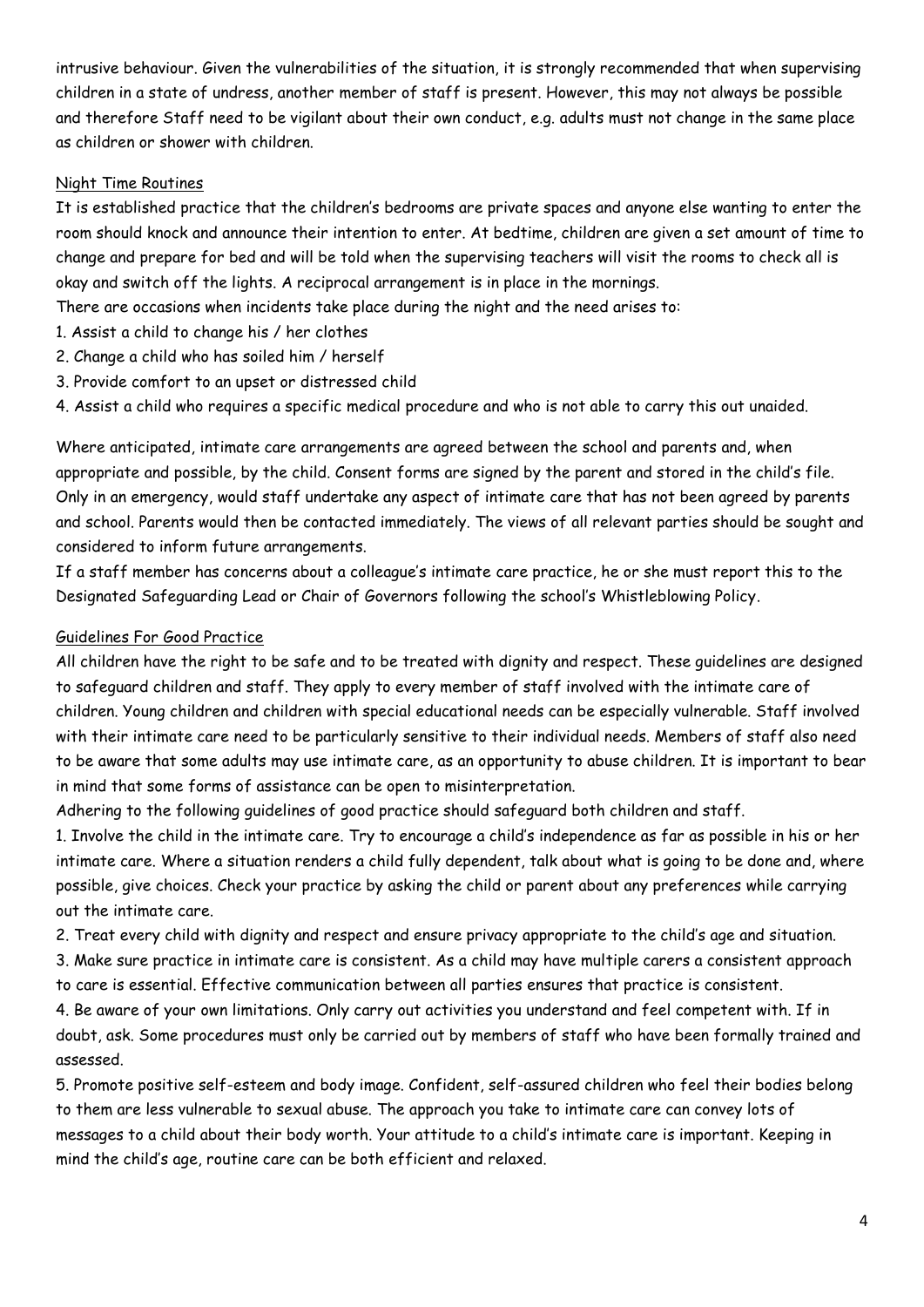intrusive behaviour. Given the vulnerabilities of the situation, it is strongly recommended that when supervising children in a state of undress, another member of staff is present. However, this may not always be possible and therefore Staff need to be vigilant about their own conduct, e.g. adults must not change in the same place as children or shower with children.

## Night Time Routines

It is established practice that the children's bedrooms are private spaces and anyone else wanting to enter the room should knock and announce their intention to enter. At bedtime, children are given a set amount of time to change and prepare for bed and will be told when the supervising teachers will visit the rooms to check all is okay and switch off the lights. A reciprocal arrangement is in place in the mornings.

There are occasions when incidents take place during the night and the need arises to:

1. Assist a child to change his / her clothes
2. Change a child who has soiled him / herself
3. Provide comfort to an upset or distressed child
4. Assist a child who requires a specific medical procedure and who is not able to carry this out unaided.

Where anticipated, intimate care arrangements are agreed between the school and parents and, when appropriate and possible, by the child. Consent forms are signed by the parent and stored in the child's file. Only in an emergency, would staff undertake any aspect of intimate care that has not been agreed by parents and school. Parents would then be contacted immediately. The views of all relevant parties should be sought and considered to inform future arrangements.

If a staff member has concerns about a colleague's intimate care practice, he or she must report this to the Designated Safeguarding Lead or Chair of Governors following the school's Whistleblowing Policy.

## Guidelines For Good Practice

All children have the right to be safe and to be treated with dignity and respect. These guidelines are designed to safeguard children and staff. They apply to every member of staff involved with the intimate care of children. Young children and children with special educational needs can be especially vulnerable. Staff involved with their intimate care need to be particularly sensitive to their individual needs. Members of staff also need to be aware that some adults may use intimate care, as an opportunity to abuse children. It is important to bear in mind that some forms of assistance can be open to misinterpretation.

Adhering to the following guidelines of good practice should safeguard both children and staff.

1. Involve the child in the intimate care. Try to encourage a child's independence as far as possible in his or her intimate care. Where a situation renders a child fully dependent, talk about what is going to be done and, where possible, give choices. Check your practice by asking the child or parent about any preferences while carrying out the intimate care.
2. Treat every child with dignity and respect and ensure privacy appropriate to the child's age and situation.
3. Make sure practice in intimate care is consistent. As a child may have multiple carers a consistent approach to care is essential. Effective communication between all parties ensures that practice is consistent.
4. Be aware of your own limitations. Only carry out activities you understand and feel competent with. If in doubt, ask. Some procedures must only be carried out by members of staff who have been formally trained and assessed.
5. Promote positive self-esteem and body image. Confident, self-assured children who feel their bodies belong to them are less vulnerable to sexual abuse. The approach you take to intimate care can convey lots of messages to a child about their body worth. Your attitude to a child's intimate care is important. Keeping in mind the child's age, routine care can be both efficient and relaxed.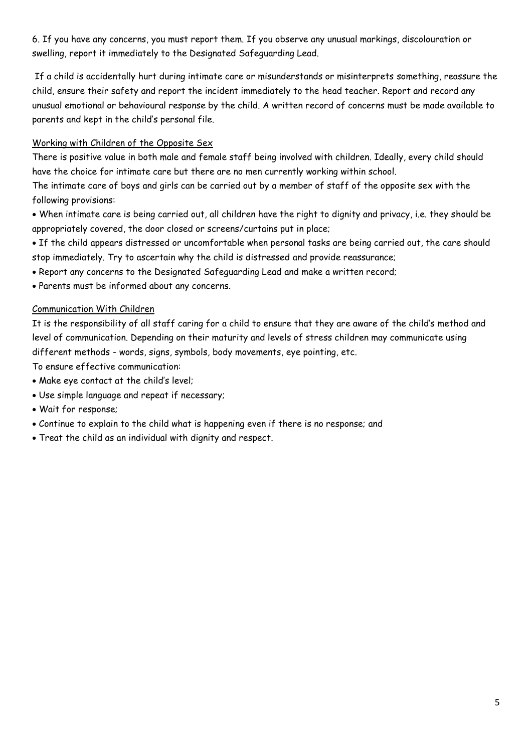6. If you have any concerns, you must report them. If you observe any unusual markings, discolouration or swelling, report it immediately to the Designated Safeguarding Lead.

If a child is accidentally hurt during intimate care or misunderstands or misinterprets something, reassure the child, ensure their safety and report the incident immediately to the head teacher. Report and record any unusual emotional or behavioural response by the child. A written record of concerns must be made available to parents and kept in the child's personal file.

<u>Working with Children of the Opposite Sex</u>

There is positive value in both male and female staff being involved with children. Ideally, every child should have the choice for intimate care but there are no men currently working within school.

The intimate care of boys and girls can be carried out by a member of staff of the opposite sex with the following provisions:

- When intimate care is being carried out, all children have the right to dignity and privacy, i.e. they should be appropriately covered, the door closed or screens/curtains put in place;
- If the child appears distressed or uncomfortable when personal tasks are being carried out, the care should stop immediately. Try to ascertain why the child is distressed and provide reassurance;
- Report any concerns to the Designated Safeguarding Lead and make a written record;
- Parents must be informed about any concerns.

<u>Communication With Children</u>

It is the responsibility of all staff caring for a child to ensure that they are aware of the child's method and level of communication. Depending on their maturity and levels of stress children may communicate using different methods - words, signs, symbols, body movements, eye pointing, etc.

To ensure effective communication:

- Make eye contact at the child's level;
- Use simple language and repeat if necessary;
- Wait for response;
- Continue to explain to the child what is happening even if there is no response; and
- Treat the child as an individual with dignity and respect.